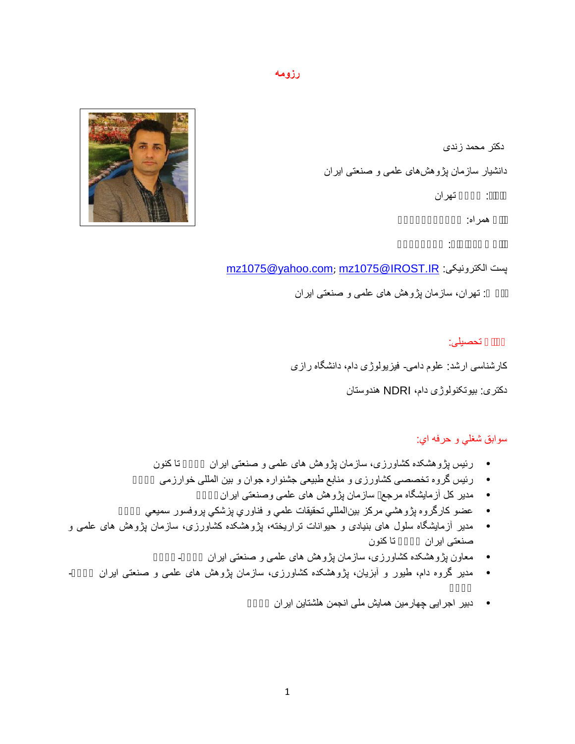# رزومه

دکتر محمد زندی

دانشیار سازمان پژوهش‌های علمی و صنعتی ایران

: تهران

همراه:

:

پست الکترونیکی: mz1075@yahoo.com; mz1075@IROST.IR

: تهران، سازمان پژوهش های علمی و صنعتی ایران

## تحصیلی:

کارشناسی ارشد: علوم دامی- فیزیولوژی دام، دانشگاه رازی

دکتری: بیوتکنولوژی دام، NDRI هندوستان

## سوابق شغلي و حرفه اي:

- رئیس پژوهشکده کشاورزی، سازمان پژوهش های علمی و صنعتی ایران تا کنون
- رئیس گروه تخصصی کشاورزی و منابع طبیعی جشنواره جوان و بین المللی خوارزمی
- مدیر کل آزمایشگاه مرجع سازمان پژوهش های علمی وصنعتی ایران
- عضو كارگروه پژوهشي مركز بين‌المللي تحقيقات علمي و فناوري پزشكي پروفسور سميعي
- مدیر آزمایشگاه سلول های بنیادی و حیوانات تراریخته، پژوهشکده کشاورزی، سازمان پژوهش های علمی و صنعتی ایران تا کنون
- معاون پژوهشکده کشاورزی، سازمان پژوهش های علمی و صنعتی ایران -
- مدیر گروه دام، طیور و آبزیان، پژوهشکده کشاورزی، سازمان پژوهش های علمی و صنعتی ایران -
- دبیر اجرایی چهارمین همایش ملی انجمن هلشتاین ایران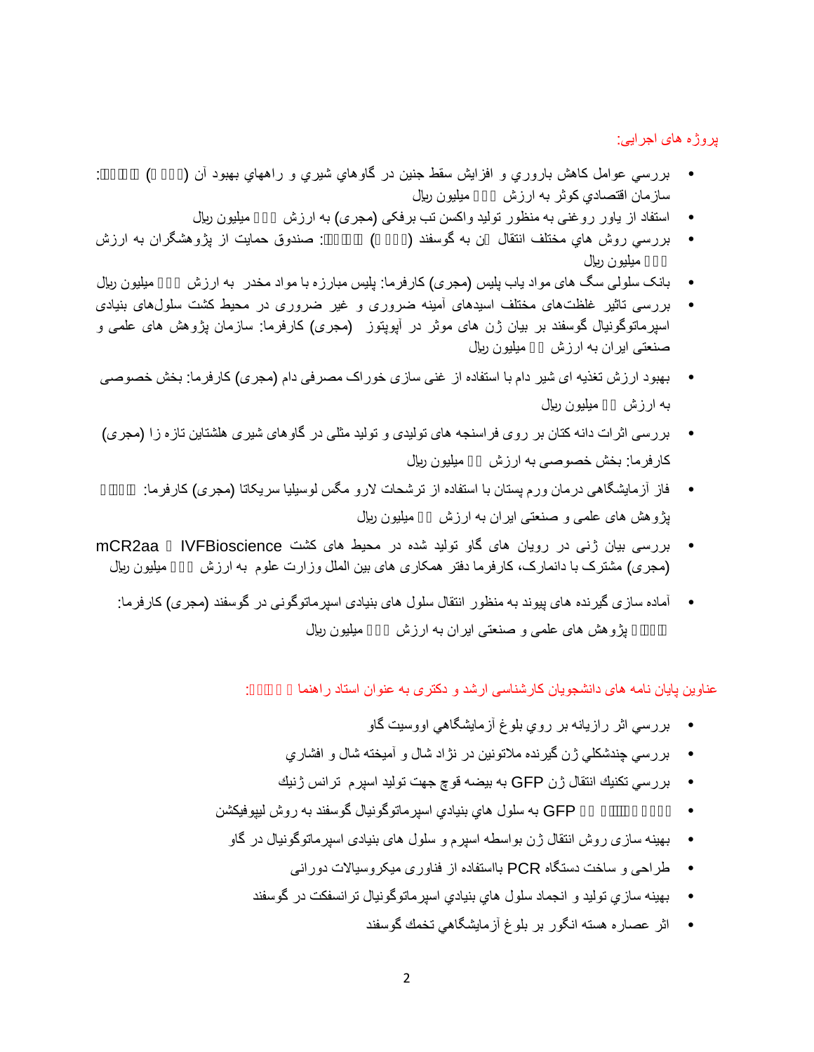پروژه های اجرایی:

- بررسي عوامل كاهش باروري و افزايش سقط جنين در گاوهاي شيري و راههاي بهبود آن (□□□□) □□□□□: سازمان اقتصادي كوثر به ارزش □□□ ميليون ريال
- استفاد از یاور روغنی به منظور تولید واکسن تب برفکی (مجری) به ارزش □□□ میلیون ریال
- بررسي روش هاي مختلف انتقال □ن به گوسفند (□□□□) □□□□□: صندوق حمايت از پژوهشگران به ارزش □□□ ميليون ريال
- بانک سلولی سگ های مواد یاب پلیس (مجری) کارفرما: پلیس مبارزه با مواد مخدر به ارزش □□□ میلیون ریال
- بررسی تاثیر غلظت‌های مختلف اسیدهای آمینه ضروری و غیر ضروری در محیط کشت سلول‌های بنیادی اسپرماتوگونیال گوسفند بر بیان ژن های موثر در آپوپتوز (مجری) کارفرما: سازمان پژوهش های علمی و صنعتی ایران به ارزش □□ میلیون ریال
- بهبود ارزش تغذیه ای شیر دام با استفاده از غنی سازی خوراک مصرفی دام (مجری) کارفرما: بخش خصوصی به ارزش □□ میلیون ریال
- بررسی اثرات دانه کتان بر روی فراسنجه های تولیدی و تولید مثلی در گاوهای شیری هلشتاین تازه زا (مجری) کارفرما: بخش خصوصی به ارزش □□ میلیون ریال
- فاز آزمایشگاهی درمان ورم پستان با استفاده از ترشحات لارو مگس لوسیلیا سریکاتا (مجری) کارفرما: □□□□ پژوهش های علمی و صنعتی ایران به ارزش □□ میلیون ریال
- بررسی بیان ژنی در رویان های گاو تولید شده در محیط های کشت IVFBioscience □ mCR2aa (مجری) مشترک با دانمارک، کارفرما دفتر همکاری های بین الملل وزارت علوم به ارزش □□□ میلیون ریال
- آماده سازی گیرنده های پیوند به منظور انتقال سلول های بنیادی اسپرماتوگونی در گوسفند (مجری) کارفرما: □□□□ پژوهش های علمی و صنعتی ایران به ارزش □□□ میلیون ریال

عناوین پایان نامه های دانشجویان کارشناسی ارشد و دکتری به عنوان استاد راهنما □□□□□:

- بررسي اثر رازيانه بر روي بلوغ آزمايشگاهي اووسيت گاو
- بررسي چندشكلي ژن گيرنده ملاتونين در نژاد شال و آميخته شال و افشاري
- بررسي تكنيك انتقال ژن GFP به بيضه قوچ جهت توليد اسپرم ترانس ژنيك
- □□□□□□□□ □□ GFP به سلول هاي بنيادي اسپرماتوگونيال گوسفند به روش ليپوفيكشن
- بهینه سازی روش انتقال ژن بواسطه اسپرم و سلول های بنیادی اسپرماتوگونیال در گاو
- طراحی و ساخت دستگاه PCR بااستفاده از فناوری میکروسیالات دورانی
- بهينه سازي توليد و انجماد سلول هاي بنيادي اسپرماتوگونيال ترانسفكت در گوسفند
- اثر عصاره هسته انگور بر بلوغ آزمايشگاهي تخمك گوسفند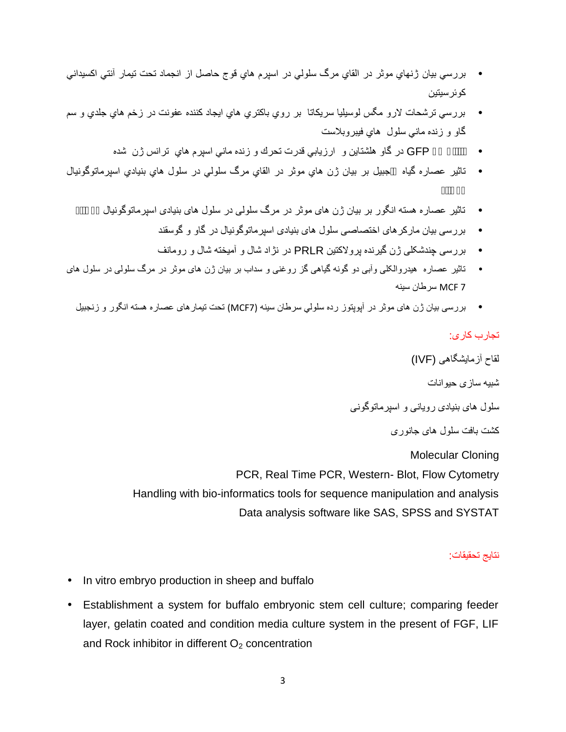- بررسي بيان ژنهاي موثر در القاي مرگ سلولي در اسپرم هاي قوچ حاصل از انجماد تحت تيمار آنتي اكسيداني كوئرسيتين
- بررسي ترشحات لارو مگس لوسيليا سريكاتا بر روي باكتري هاي ايجاد كننده عفونت در زخم هاي جلدي و سم گاو و زنده ماني سلول هاي فيبروبلاست
- GFP در گاو هلشتاين و ارزيابي قدرت تحرك و زنده ماني اسپرم هاي ترانس ژن شده
- تاثير عصاره گياه جبيل بر بيان ژن هاي موثر در القاي مرگ سلولي در سلول هاي بنيادي اسپرماتوگونيال
- تاثیر عصاره هسته انگور بر بیان ژن های موثر در مرگ سلولی در سلول های بنیادی اسپرماتوگونیال
- بررسی بیان مارکرهای اختصاصی سلول های بنیادی اسپرماتوگونیال در گاو و گوسفند
- بررسی چندشکلی ژن گیرنده پرولاکتین PRLR در نژاد شال و آمیخته شال و رومانف
- تاثیر عصاره هیدروالکلی وآبی دو گونه گیاهی گز روغنی و سداب بر بیان ژن های موثر در مرگ سلولی در سلول های MCF 7 سرطان سینه
- بررسی بیان ژن های موثر در آپوپتوز رده سلولي سرطان سينه (MCF7) تحت تیمارهای عصاره هسته انگور و زنجبیل

تجارب کاری:

لقاح آزمایشگاهی (IVF)

شبیه سازی حیوانات

سلول های بنیادی رویانی و اسپرماتوگونی

کشت بافت سلول های جانوری

Molecular Cloning

PCR, Real Time PCR, Western- Blot, Flow Cytometry

Handling with bio-informatics tools for sequence manipulation and analysis

Data analysis software like SAS, SPSS and SYSTAT

نتایج تحقیقات:

- In vitro embryo production in sheep and buffalo
- Establishment a system for buffalo embryonic stem cell culture; comparing feeder layer, gelatin coated and condition media culture system in the present of FGF, LIF and Rock inhibitor in different $O_2$ concentration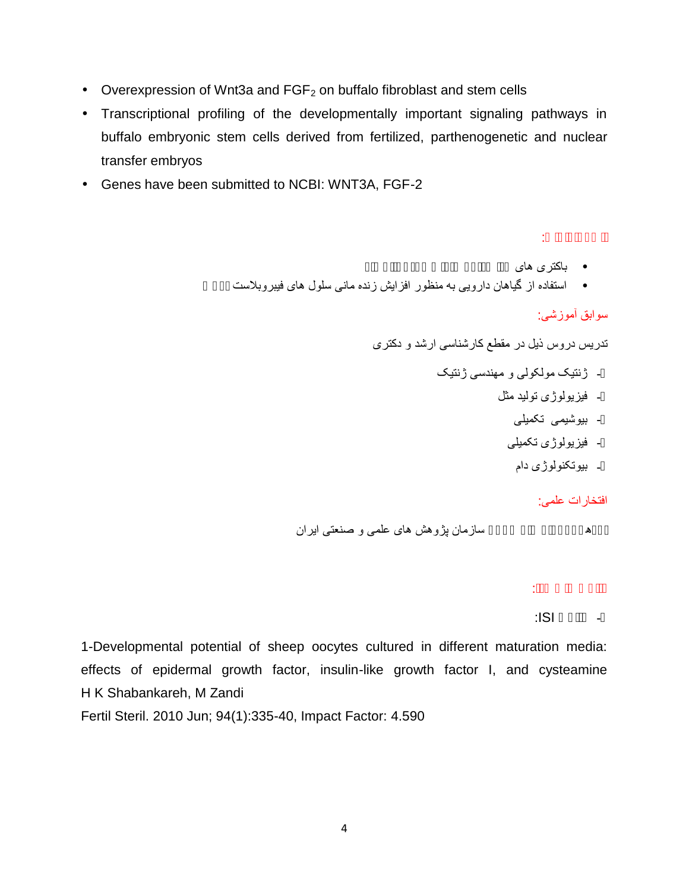- Overexpression of Wnt3a and $FGF_2$ on buffalo fibroblast and stem cells
- Transcriptional profiling of the developmentally important signaling pathways in buffalo embryonic stem cells derived from fertilized, parthenogenetic and nuclear transfer embryos
- Genes have been submitted to NCBI: WNT3A, FGF-2

:

- باکتری های
- استفاده از گیاهان دارویی به منظور افزایش زنده مانی سلول های فیبروبلاست

سوابق آموزشی:

تدریس دروس ذیل در مقطع کارشناسی ارشد و دکتری

- ژنتیک مولکولی و مهندسی ژنتیک
- فیزیولوژی تولید مثل
- بیوشیمی تکمیلی
- فیزیولوژی تکمیلی
- بیوتکنولوژی دام

افتخارات علمی:

سازمان پژوهش های علمی و صنعتی ایران

:

- ISI:

1-Developmental potential of sheep oocytes cultured in different maturation media: effects of epidermal growth factor, insulin-like growth factor I, and cysteamine
H K Shabankareh, M Zandi
Fertil Steril. 2010 Jun; 94(1):335-40, Impact Factor: 4.590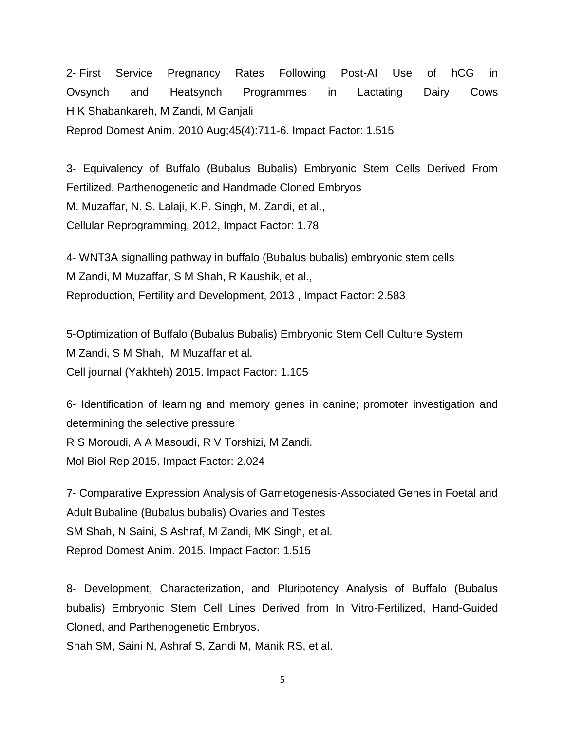2- First Service Pregnancy Rates Following Post-AI Use of hCG in Ovsynch and Heatsynch Programmes in Lactating Dairy Cows
H K Shabankareh, M Zandi, M Ganjali
Reprod Domest Anim. 2010 Aug;45(4):711-6. Impact Factor: 1.515

3- Equivalency of Buffalo (Bubalus Bubalis) Embryonic Stem Cells Derived From Fertilized, Parthenogenetic and Handmade Cloned Embryos
M. Muzaffar, N. S. Lalaji, K.P. Singh, M. Zandi, et al.,
Cellular Reprogramming, 2012, Impact Factor: 1.78

4- WNT3A signalling pathway in buffalo (Bubalus bubalis) embryonic stem cells
M Zandi, M Muzaffar, S M Shah, R Kaushik, et al.,
Reproduction, Fertility and Development, 2013 , Impact Factor: 2.583

5-Optimization of Buffalo (Bubalus Bubalis) Embryonic Stem Cell Culture System
M Zandi, S M Shah, M Muzaffar et al.
Cell journal (Yakhteh) 2015. Impact Factor: 1.105

6- Identification of learning and memory genes in canine; promoter investigation and determining the selective pressure
R S Moroudi, A A Masoudi, R V Torshizi, M Zandi.
Mol Biol Rep 2015. Impact Factor: 2.024

7- Comparative Expression Analysis of Gametogenesis-Associated Genes in Foetal and Adult Bubaline (Bubalus bubalis) Ovaries and Testes
SM Shah, N Saini, S Ashraf, M Zandi, MK Singh, et al.
Reprod Domest Anim. 2015. Impact Factor: 1.515

8- Development, Characterization, and Pluripotency Analysis of Buffalo (Bubalus bubalis) Embryonic Stem Cell Lines Derived from In Vitro-Fertilized, Hand-Guided Cloned, and Parthenogenetic Embryos.
Shah SM, Saini N, Ashraf S, Zandi M, Manik RS, et al.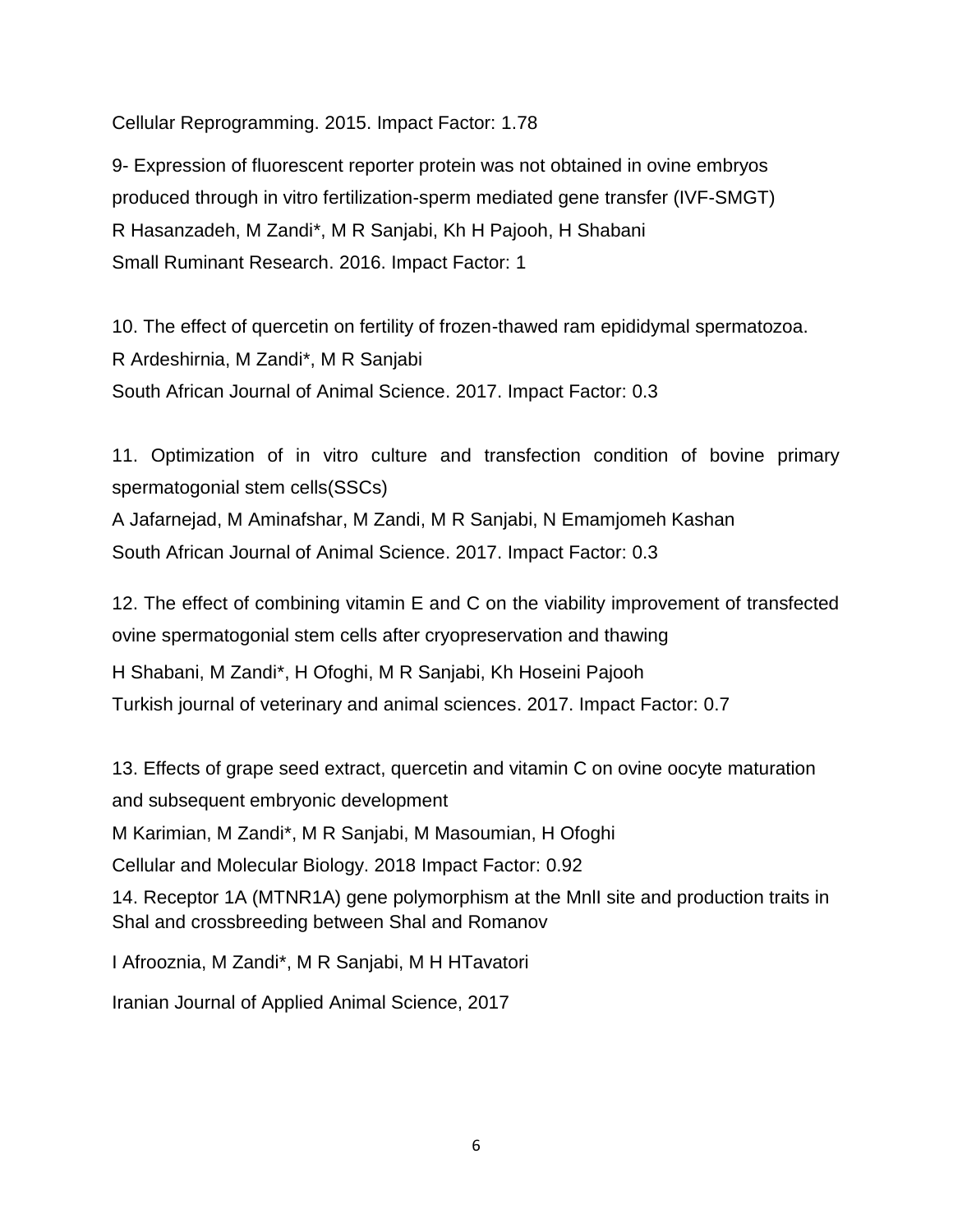Cellular Reprogramming. 2015. Impact Factor: 1.78

9- Expression of fluorescent reporter protein was not obtained in ovine embryos produced through in vitro fertilization-sperm mediated gene transfer (IVF-SMGT)
R Hasanzadeh, M Zandi*, M R Sanjabi, Kh H Pajooh, H Shabani
Small Ruminant Research. 2016. Impact Factor: 1

10. The effect of quercetin on fertility of frozen-thawed ram epididymal spermatozoa.
R Ardeshirnia, M Zandi*, M R Sanjabi
South African Journal of Animal Science. 2017. Impact Factor: 0.3

11. Optimization of in vitro culture and transfection condition of bovine primary spermatogonial stem cells(SSCs)
A Jafarnejad, M Aminafshar, M Zandi, M R Sanjabi, N Emamjomeh Kashan
South African Journal of Animal Science. 2017. Impact Factor: 0.3

12. The effect of combining vitamin E and C on the viability improvement of transfected ovine spermatogonial stem cells after cryopreservation and thawing
H Shabani, M Zandi*, H Ofoghi, M R Sanjabi, Kh Hoseini Pajooh
Turkish journal of veterinary and animal sciences. 2017. Impact Factor: 0.7

13. Effects of grape seed extract, quercetin and vitamin C on ovine oocyte maturation and subsequent embryonic development
M Karimian, M Zandi*, M R Sanjabi, M Masoumian, H Ofoghi
Cellular and Molecular Biology. 2018 Impact Factor: 0.92

14. Receptor 1A (MTNR1A) gene polymorphism at the MnlI site and production traits in Shal and crossbreeding between Shal and Romanov

I Afrooznia, M Zandi*, M R Sanjabi, M H HTavatori

Iranian Journal of Applied Animal Science, 2017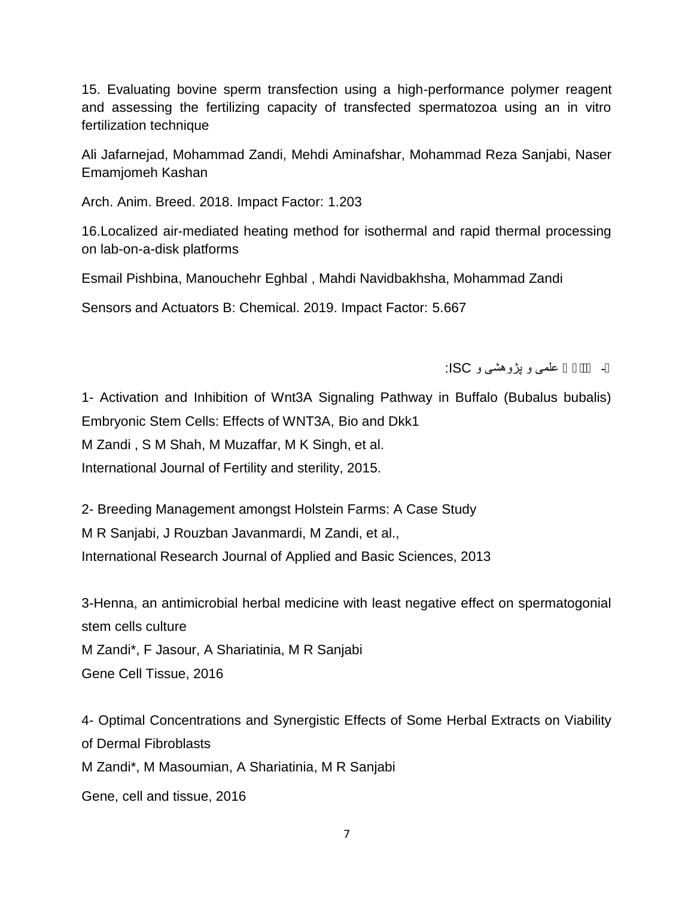15. Evaluating bovine sperm transfection using a high-performance polymer reagent and assessing the fertilizing capacity of transfected spermatozoa using an in vitro fertilization technique

Ali Jafarnejad, Mohammad Zandi, Mehdi Aminafshar, Mohammad Reza Sanjabi, Naser Emamjomeh Kashan

Arch. Anim. Breed. 2018. Impact Factor: 1.203

16.Localized air-mediated heating method for isothermal and rapid thermal processing on lab-on-a-disk platforms

Esmail Pishbina, Manouchehr Eghbal , Mahdi Navidbakhsha, Mohammad Zandi

Sensors and Actuators B: Chemical. 2019. Impact Factor: 5.667

- علمی و پژوهشی و ISC:

1- Activation and Inhibition of Wnt3A Signaling Pathway in Buffalo (Bubalus bubalis) Embryonic Stem Cells: Effects of WNT3A, Bio and Dkk1
M Zandi , S M Shah, M Muzaffar, M K Singh, et al.
International Journal of Fertility and sterility, 2015.

2- Breeding Management amongst Holstein Farms: A Case Study
M R Sanjabi, J Rouzban Javanmardi, M Zandi, et al.,
International Research Journal of Applied and Basic Sciences, 2013

3-Henna, an antimicrobial herbal medicine with least negative effect on spermatogonial stem cells culture
M Zandi*, F Jasour, A Shariatinia, M R Sanjabi
Gene Cell Tissue, 2016

4- Optimal Concentrations and Synergistic Effects of Some Herbal Extracts on Viability of Dermal Fibroblasts
M Zandi*, M Masoumian, A Shariatinia, M R Sanjabi

Gene, cell and tissue, 2016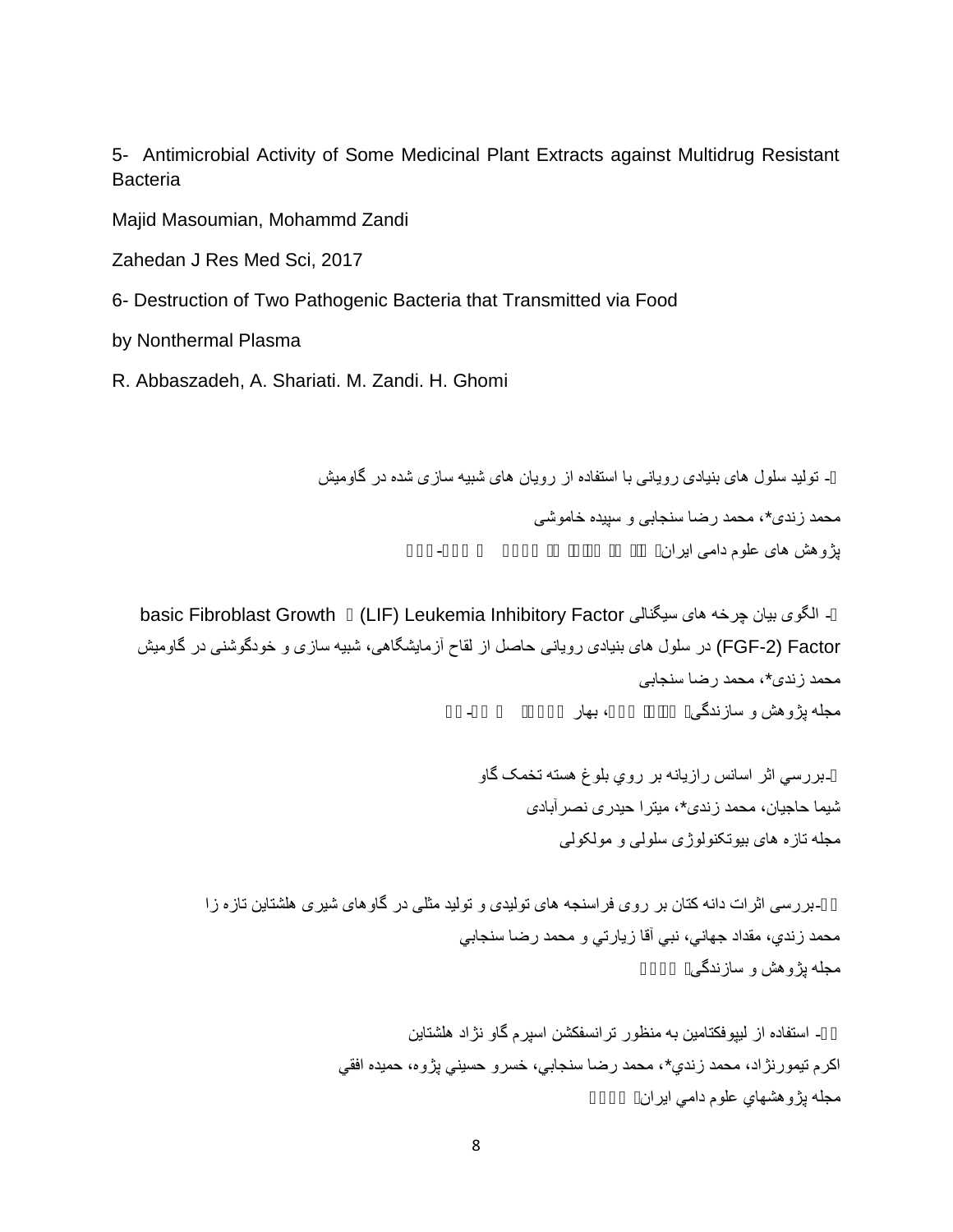5- Antimicrobial Activity of Some Medicinal Plant Extracts against Multidrug Resistant Bacteria

Majid Masoumian, Mohammd Zandi

Zahedan J Res Med Sci, 2017

6- Destruction of Two Pathogenic Bacteria that Transmitted via Food by Nonthermal Plasma

R. Abbaszadeh, A. Shariati. M. Zandi. H. Ghomi

□- تولید سلول های بنیادی رویانی با استفاده از رویان های شبیه سازی شده در گاومیش

محمد زندی*، محمد رضا سنجابی و سپیده خاموشی

پژوهش های علوم دامی ایران، □□□ □□ □□□□ □□□□ □ □□□-□□□

□- الگوی بیان چرخه های سیگنالی Leukemia Inhibitory Factor (LIF) □ basic Fibroblast Growth Factor (FGF-2) در سلول های بنیادی رویانی حاصل از لقاح آزمایشگاهی، شبیه سازی و خودگوشنی در گاومیش

محمد زندی*، محمد رضا سنجابی

مجله پژوهش و سازندگی، □□□□ □□□، بهار □□□□ □ □□-□□

□-بررسي اثر اسانس رازيانه بر روي بلوغ هسته تخمک گاو

شیما حاجیان، محمد زندی*، میترا حیدری نصرآبادی

مجله تازه های بیوتکنولوژی سلولی و مولکولی

□□-بررسی اثرات دانه کتان بر روی فراسنجه های تولیدی و تولید مثلی در گاوهای شیری هلشتاین تازه زا

محمد زندي، مقداد جهاني، نبي آقا زيارتي و محمد رضا سنجابي

مجله پژوهش و سازندگی، □□□□

□□- استفاده از لیپوفکتامین به منظور ترانسفکشن اسپرم گاو نژاد هلشتاین

اکرم تیمورنژاد، محمد زندي*، محمد رضا سنجابي، خسرو حسيني پژوه، حميده افقي

مجله پژوهشهاي علوم دامي ايران، □□□□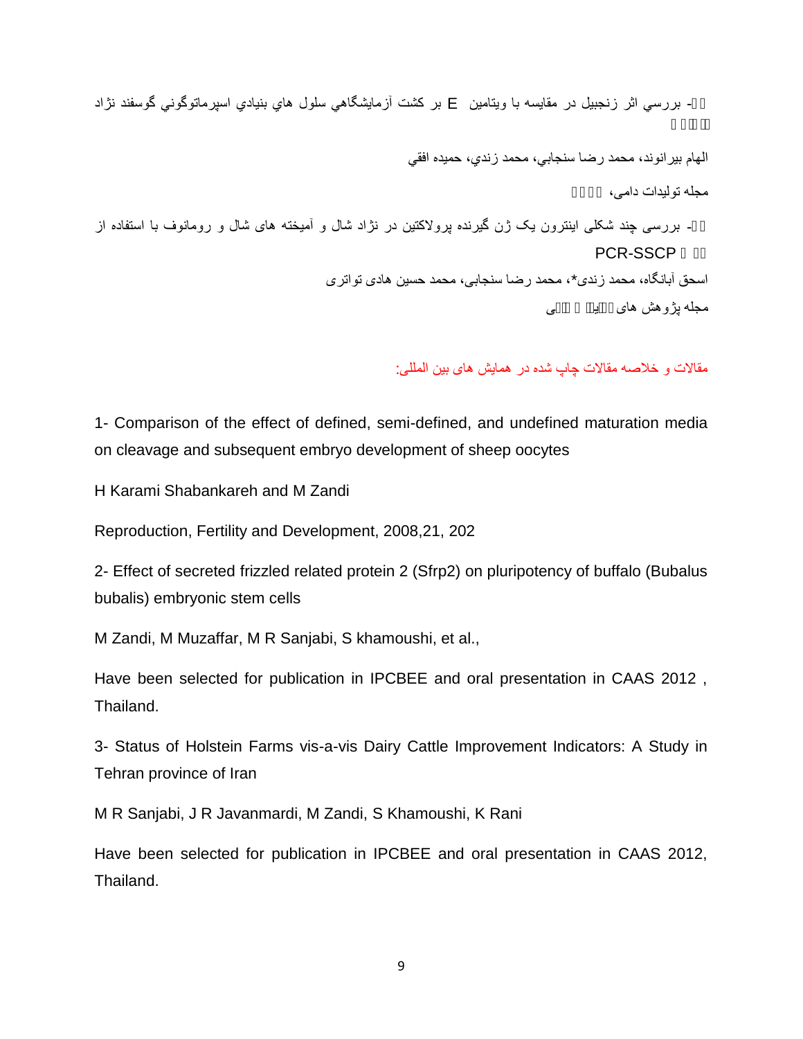- بررسي اثر زنجبيل در مقايسه با ويتامين E بر كشت آزمايشگاهي سلول هاي بنيادي اسپرماتوگوني گوسفند نژاد

الهام بيرانوند، محمد رضا سنجابي، محمد زندي، حميده افقي

مجله توليدات دامی،

- بررسی چند شکلی اینترون یک ژن گیرنده پرولاکتین در نژاد شال و آمیخته های شال و رومانوف با استفاده از PCR-SSCP

اسحق آبانگاه، محمد زندی*، محمد رضا سنجابی، محمد حسین هادی تواتری

مجله پژوهش های

مقالات و خلاصه مقالات چاپ شده در همایش های بین المللی:

1- Comparison of the effect of defined, semi-defined, and undefined maturation media on cleavage and subsequent embryo development of sheep oocytes

H Karami Shabankareh and M Zandi

Reproduction, Fertility and Development, 2008,21, 202

2- Effect of secreted frizzled related protein 2 (Sfrp2) on pluripotency of buffalo (Bubalus bubalis) embryonic stem cells

M Zandi, M Muzaffar, M R Sanjabi, S khamoushi, et al.,

Have been selected for publication in IPCBEE and oral presentation in CAAS 2012 , Thailand.

3- Status of Holstein Farms vis-a-vis Dairy Cattle Improvement Indicators: A Study in Tehran province of Iran

M R Sanjabi, J R Javanmardi, M Zandi, S Khamoushi, K Rani

Have been selected for publication in IPCBEE and oral presentation in CAAS 2012, Thailand.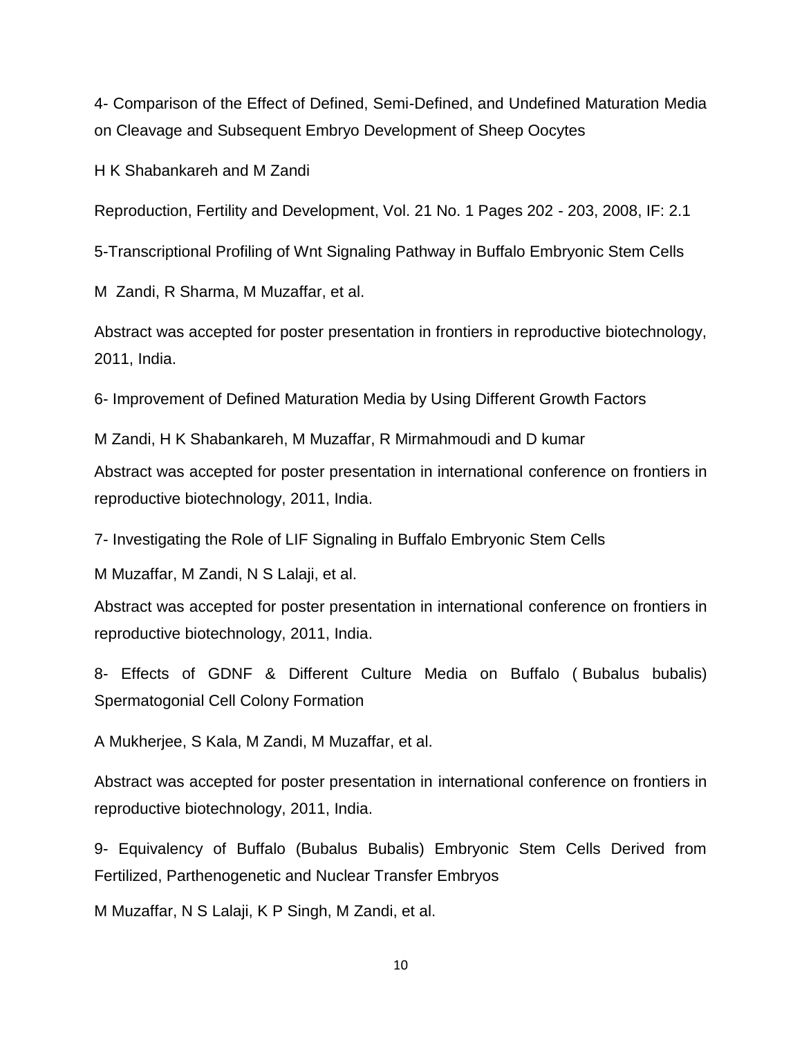4- Comparison of the Effect of Defined, Semi-Defined, and Undefined Maturation Media on Cleavage and Subsequent Embryo Development of Sheep Oocytes

H K Shabankareh and M Zandi

Reproduction, Fertility and Development, Vol. 21 No. 1 Pages 202 - 203, 2008, IF: 2.1

5-Transcriptional Profiling of Wnt Signaling Pathway in Buffalo Embryonic Stem Cells

M Zandi, R Sharma, M Muzaffar, et al.

Abstract was accepted for poster presentation in frontiers in reproductive biotechnology, 2011, India.

6- Improvement of Defined Maturation Media by Using Different Growth Factors

M Zandi, H K Shabankareh, M Muzaffar, R Mirmahmoudi and D kumar

Abstract was accepted for poster presentation in international conference on frontiers in reproductive biotechnology, 2011, India.

7- Investigating the Role of LIF Signaling in Buffalo Embryonic Stem Cells

M Muzaffar, M Zandi, N S Lalaji, et al.

Abstract was accepted for poster presentation in international conference on frontiers in reproductive biotechnology, 2011, India.

8- Effects of GDNF & Different Culture Media on Buffalo ( Bubalus bubalis) Spermatogonial Cell Colony Formation

A Mukherjee, S Kala, M Zandi, M Muzaffar, et al.

Abstract was accepted for poster presentation in international conference on frontiers in reproductive biotechnology, 2011, India.

9- Equivalency of Buffalo (Bubalus Bubalis) Embryonic Stem Cells Derived from Fertilized, Parthenogenetic and Nuclear Transfer Embryos

M Muzaffar, N S Lalaji, K P Singh, M Zandi, et al.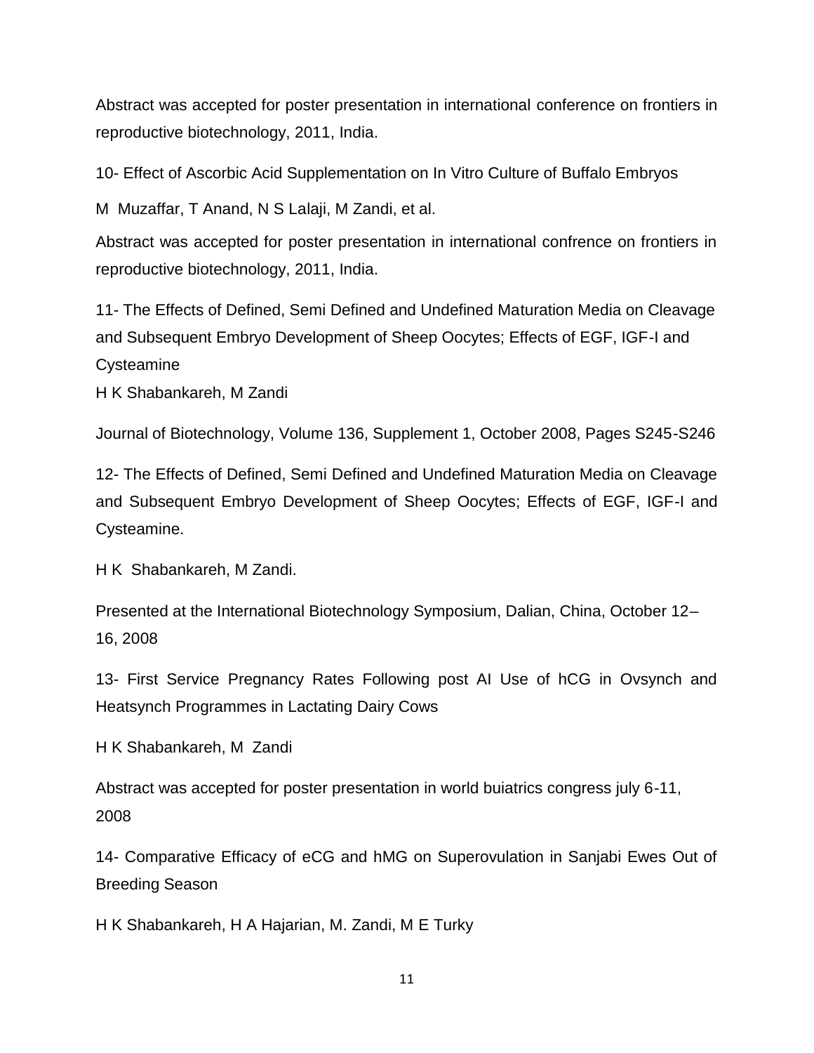Abstract was accepted for poster presentation in international conference on frontiers in reproductive biotechnology, 2011, India.

10- Effect of Ascorbic Acid Supplementation on In Vitro Culture of Buffalo Embryos

M Muzaffar, T Anand, N S Lalaji, M Zandi, et al.

Abstract was accepted for poster presentation in international confrence on frontiers in reproductive biotechnology, 2011, India.

11- The Effects of Defined, Semi Defined and Undefined Maturation Media on Cleavage and Subsequent Embryo Development of Sheep Oocytes; Effects of EGF, IGF-I and Cysteamine

H K Shabankareh, M Zandi

Journal of Biotechnology, Volume 136, Supplement 1, October 2008, Pages S245-S246

12- The Effects of Defined, Semi Defined and Undefined Maturation Media on Cleavage and Subsequent Embryo Development of Sheep Oocytes; Effects of EGF, IGF-I and Cysteamine.

H K Shabankareh, M Zandi.

Presented at the International Biotechnology Symposium, Dalian, China, October 12–16, 2008

13- First Service Pregnancy Rates Following post AI Use of hCG in Ovsynch and Heatsynch Programmes in Lactating Dairy Cows

H K Shabankareh, M Zandi

Abstract was accepted for poster presentation in world buiatrics congress july 6-11, 2008

14- Comparative Efficacy of eCG and hMG on Superovulation in Sanjabi Ewes Out of Breeding Season

H K Shabankareh, H A Hajarian, M. Zandi, M E Turky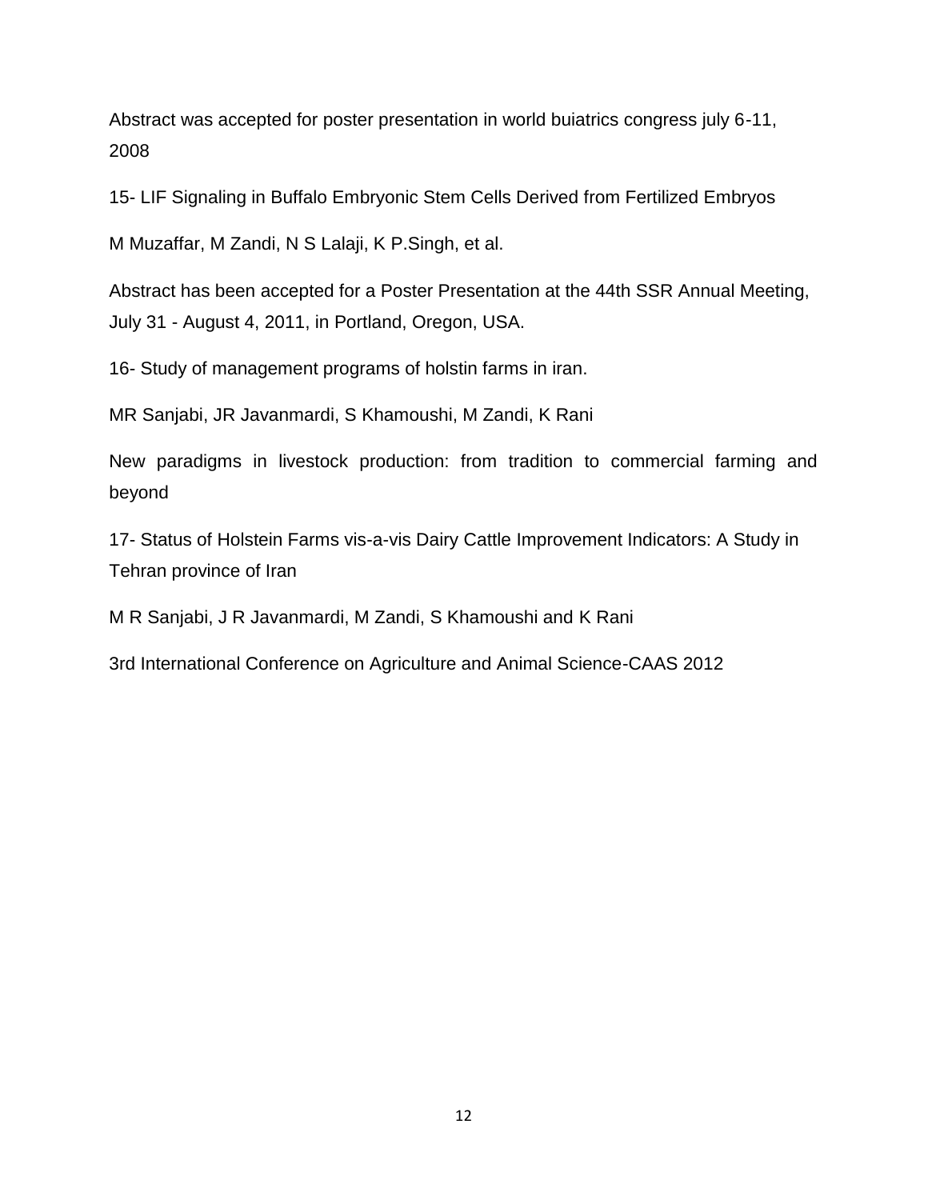Abstract was accepted for poster presentation in world buiatrics congress july 6-11, 2008

15- LIF Signaling in Buffalo Embryonic Stem Cells Derived from Fertilized Embryos

M Muzaffar, M Zandi, N S Lalaji, K P.Singh, et al.

Abstract has been accepted for a Poster Presentation at the 44th SSR Annual Meeting, July 31 - August 4, 2011, in Portland, Oregon, USA.

16- Study of management programs of holstin farms in iran.

MR Sanjabi, JR Javanmardi, S Khamoushi, M Zandi, K Rani

New paradigms in livestock production: from tradition to commercial farming and beyond

17- Status of Holstein Farms vis-a-vis Dairy Cattle Improvement Indicators: A Study in Tehran province of Iran

M R Sanjabi, J R Javanmardi, M Zandi, S Khamoushi and K Rani

3rd International Conference on Agriculture and Animal Science-CAAS 2012